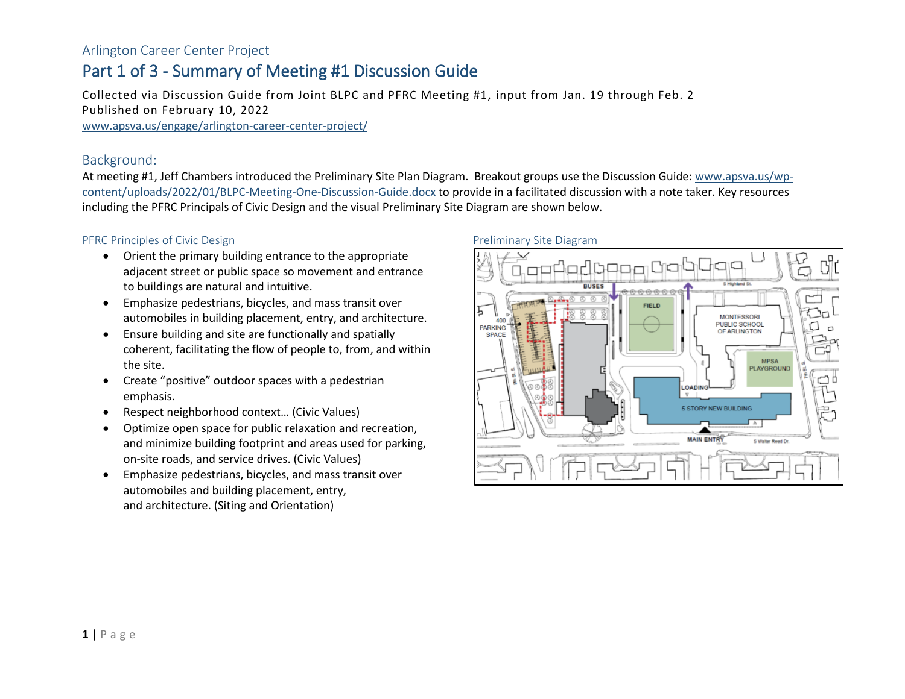Arlington Career Center Project

# Part 1 of 3 - Summary of Meeting #1 Discussion Guide

Collected via Discussion Guide from Joint BLPC and PFRC Meeting #1, input from Jan. 19 through Feb. 2
Published on February 10, 2022
www.apsva.us/engage/arlington-career-center-project/

## Background:

At meeting #1, Jeff Chambers introduced the Preliminary Site Plan Diagram. Breakout groups use the Discussion Guide: www.apsva.us/wp-content/uploads/2022/01/BLPC-Meeting-One-Discussion-Guide.docx to provide in a facilitated discussion with a note taker. Key resources including the PFRC Principals of Civic Design and the visual Preliminary Site Diagram are shown below.

### PFRC Principles of Civic Design

- Orient the primary building entrance to the appropriate adjacent street or public space so movement and entrance to buildings are natural and intuitive.
- Emphasize pedestrians, bicycles, and mass transit over automobiles in building placement, entry, and architecture.
- Ensure building and site are functionally and spatially coherent, facilitating the flow of people to, from, and within the site.
- Create "positive" outdoor spaces with a pedestrian emphasis.
- Respect neighborhood context… (Civic Values)
- Optimize open space for public relaxation and recreation, and minimize building footprint and areas used for parking, on-site roads, and service drives. (Civic Values)
- Emphasize pedestrians, bicycles, and mass transit over automobiles and building placement, entry, and architecture. (Siting and Orientation)

### Preliminary Site Diagram

BUSES | S Highland St. | FIELD | MONTESSORI PUBLIC SCHOOL OF ARLINGTON | MPSA PLAYGROUND | 400 PARKING SPACE | LOADING | 5 STORY NEW BUILDING | MAIN ENTRY | S Walter Reed Dr.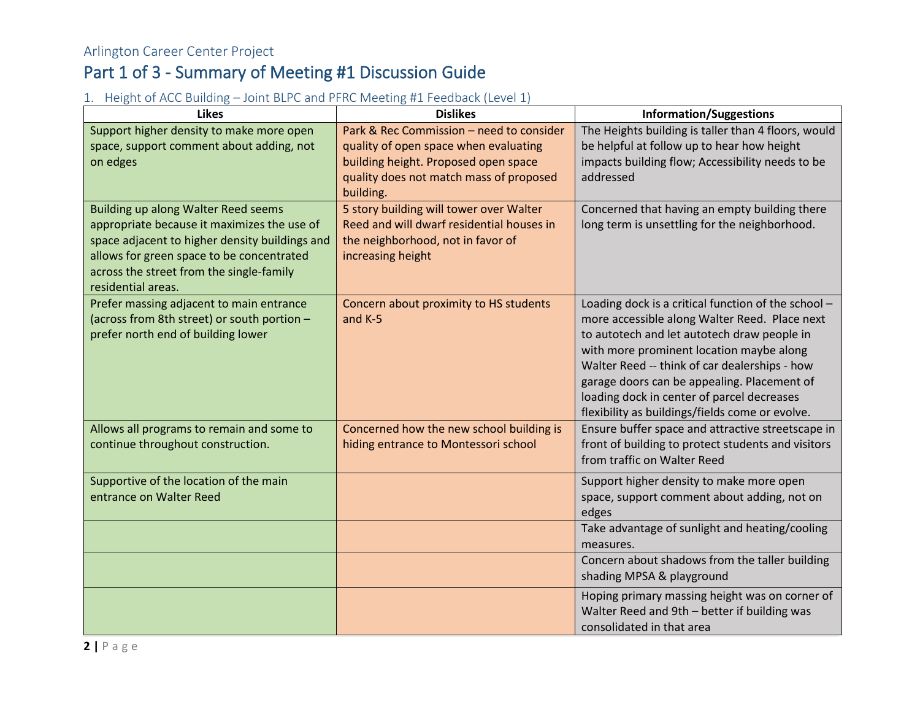Arlington Career Center Project

# Part 1 of 3 - Summary of Meeting #1 Discussion Guide

## 1. Height of ACC Building – Joint BLPC and PFRC Meeting #1 Feedback (Level 1)

| Likes | Dislikes | Information/Suggestions |
|---|---|---|
| Support higher density to make more open space, support comment about adding, not on edges | Park & Rec Commission – need to consider quality of open space when evaluating building height. Proposed open space quality does not match mass of proposed building. | The Heights building is taller than 4 floors, would be helpful at follow up to hear how height impacts building flow; Accessibility needs to be addressed |
| Building up along Walter Reed seems appropriate because it maximizes the use of space adjacent to higher density buildings and allows for green space to be concentrated across the street from the single-family residential areas. | 5 story building will tower over Walter Reed and will dwarf residential houses in the neighborhood, not in favor of increasing height | Concerned that having an empty building there long term is unsettling for the neighborhood. |
| Prefer massing adjacent to main entrance (across from 8th street) or south portion – prefer north end of building lower | Concern about proximity to HS students and K-5 | Loading dock is a critical function of the school – more accessible along Walter Reed. Place next to autotech and let autotech draw people in with more prominent location maybe along Walter Reed -- think of car dealerships - how garage doors can be appealing. Placement of loading dock in center of parcel decreases flexibility as buildings/fields come or evolve. |
| Allows all programs to remain and some to continue throughout construction. | Concerned how the new school building is hiding entrance to Montessori school | Ensure buffer space and attractive streetscape in front of building to protect students and visitors from traffic on Walter Reed |
| Supportive of the location of the main entrance on Walter Reed | | Support higher density to make more open space, support comment about adding, not on edges |
| | | Take advantage of sunlight and heating/cooling measures. |
| | | Concern about shadows from the taller building shading MPSA & playground |
| | | Hoping primary massing height was on corner of Walter Reed and 9th – better if building was consolidated in that area |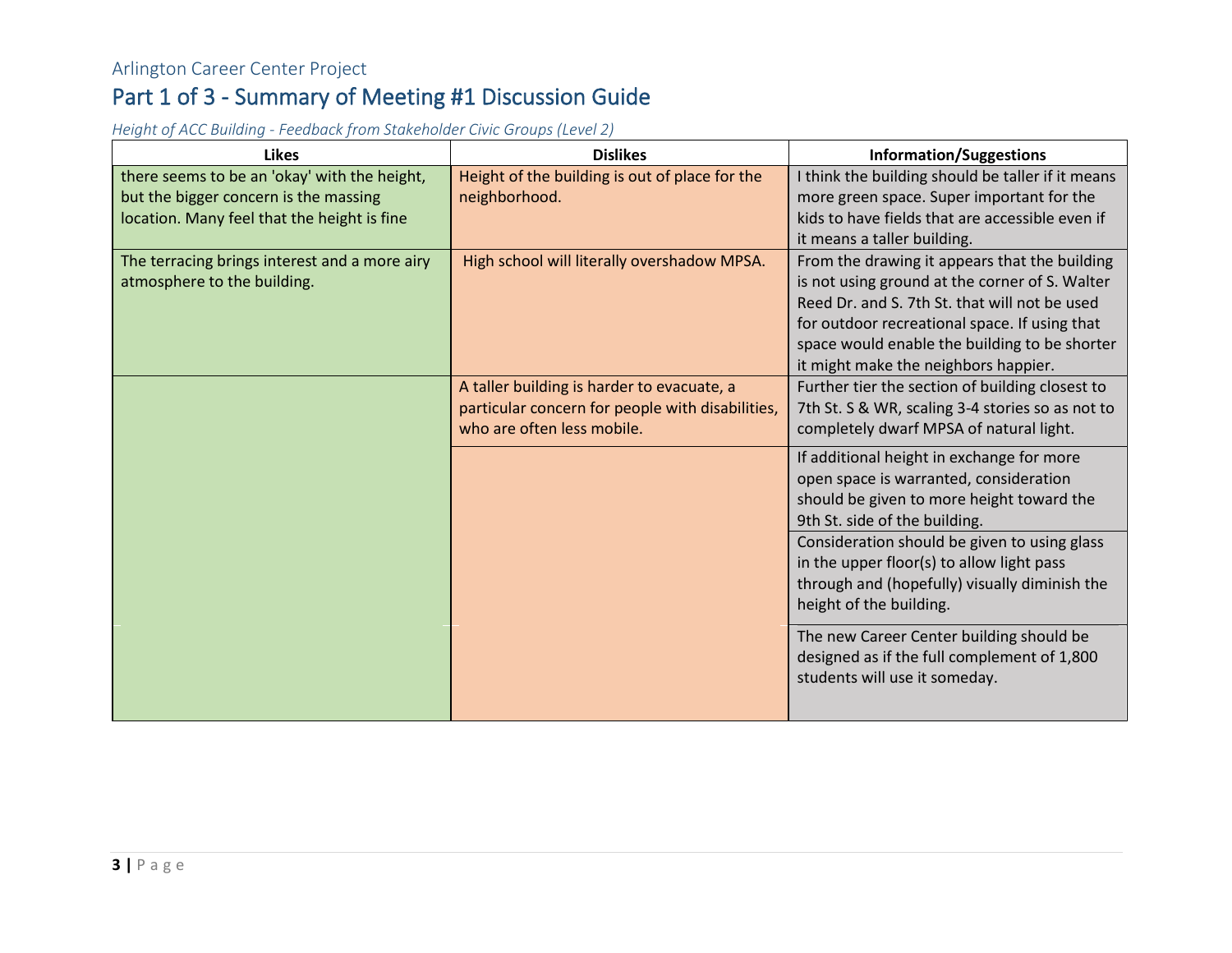Arlington Career Center Project

# Part 1 of 3 - Summary of Meeting #1 Discussion Guide

*Height of ACC Building - Feedback from Stakeholder Civic Groups (Level 2)*

| Likes | Dislikes | Information/Suggestions |
|---|---|---|
| there seems to be an 'okay' with the height, but the bigger concern is the massing location. Many feel that the height is fine | Height of the building is out of place for the neighborhood. | I think the building should be taller if it means more green space. Super important for the kids to have fields that are accessible even if it means a taller building. |
| The terracing brings interest and a more airy atmosphere to the building. | High school will literally overshadow MPSA. | From the drawing it appears that the building is not using ground at the corner of S. Walter Reed Dr. and S. 7th St. that will not be used for outdoor recreational space. If using that space would enable the building to be shorter it might make the neighbors happier. |
| | A taller building is harder to evacuate, a particular concern for people with disabilities, who are often less mobile. | Further tier the section of building closest to 7th St. S & WR, scaling 3-4 stories so as not to completely dwarf MPSA of natural light. |
| | | If additional height in exchange for more open space is warranted, consideration should be given to more height toward the 9th St. side of the building. |
| | | Consideration should be given to using glass in the upper floor(s) to allow light pass through and (hopefully) visually diminish the height of the building. |
| | | The new Career Center building should be designed as if the full complement of 1,800 students will use it someday. |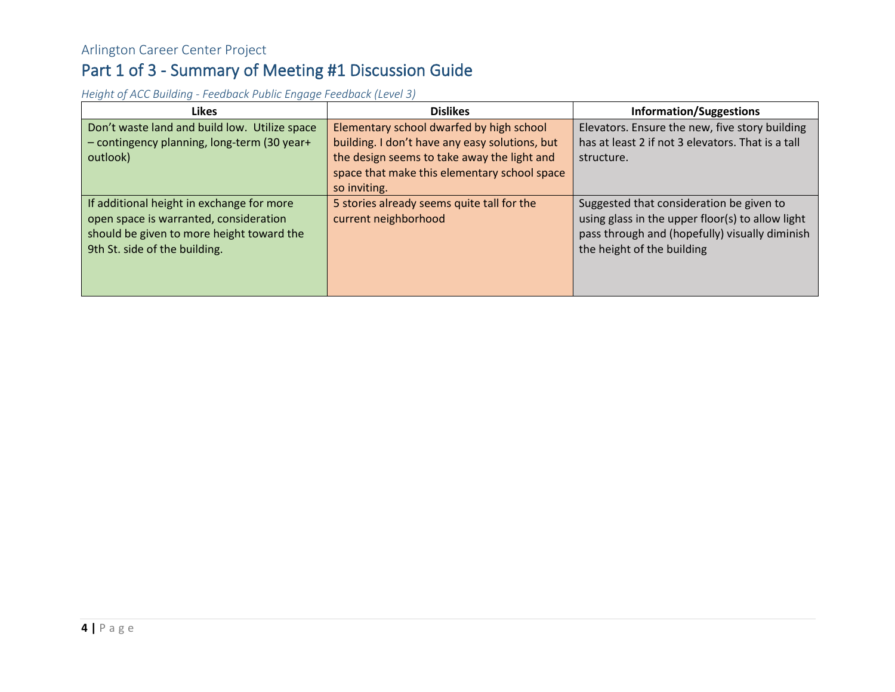Arlington Career Center Project

# Part 1 of 3 - Summary of Meeting #1 Discussion Guide

*Height of ACC Building - Feedback Public Engage Feedback (Level 3)*

| Likes | Dislikes | Information/Suggestions |
|---|---|---|
| Don't waste land and build low.  Utilize space – contingency planning, long-term (30 year+ outlook) | Elementary school dwarfed by high school building. I don't have any easy solutions, but the design seems to take away the light and space that make this elementary school space so inviting. | Elevators. Ensure the new, five story building has at least 2 if not 3 elevators. That is a tall structure. |
| If additional height in exchange for more open space is warranted, consideration should be given to more height toward the 9th St. side of the building. | 5 stories already seems quite tall for the current neighborhood | Suggested that consideration be given to using glass in the upper floor(s) to allow light pass through and (hopefully) visually diminish the height of the building |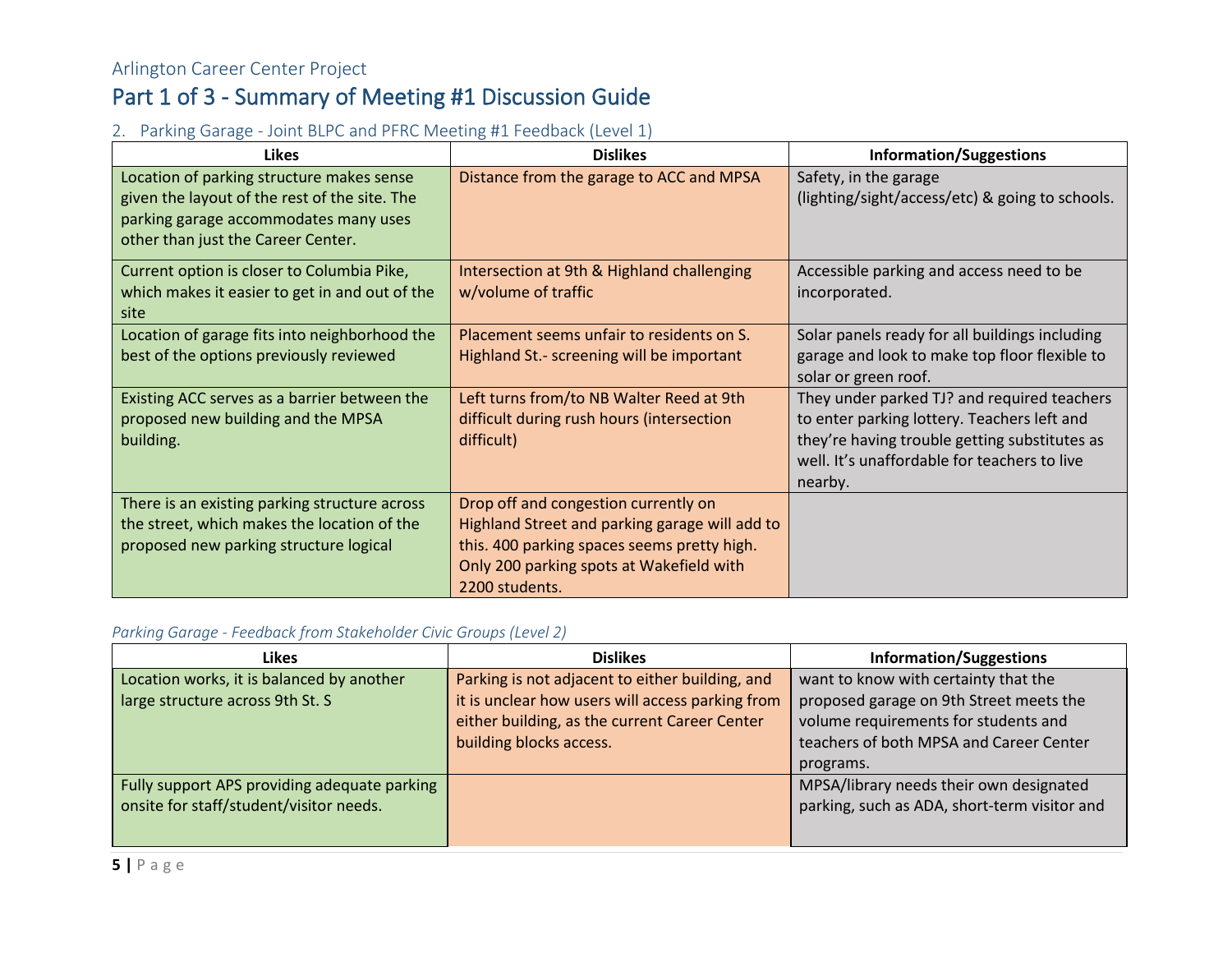Arlington Career Center Project

# Part 1 of 3 - Summary of Meeting #1 Discussion Guide

## 2. Parking Garage - Joint BLPC and PFRC Meeting #1 Feedback (Level 1)

| Likes | Dislikes | Information/Suggestions |
|---|---|---|
| Location of parking structure makes sense given the layout of the rest of the site. The parking garage accommodates many uses other than just the Career Center. | Distance from the garage to ACC and MPSA | Safety, in the garage (lighting/sight/access/etc) & going to schools. |
| Current option is closer to Columbia Pike, which makes it easier to get in and out of the site | Intersection at 9th & Highland challenging w/volume of traffic | Accessible parking and access need to be incorporated. |
| Location of garage fits into neighborhood the best of the options previously reviewed | Placement seems unfair to residents on S. Highland St.- screening will be important | Solar panels ready for all buildings including garage and look to make top floor flexible to solar or green roof. |
| Existing ACC serves as a barrier between the proposed new building and the MPSA building. | Left turns from/to NB Walter Reed at 9th difficult during rush hours (intersection difficult) | They under parked TJ? and required teachers to enter parking lottery. Teachers left and they're having trouble getting substitutes as well. It's unaffordable for teachers to live nearby. |
| There is an existing parking structure across the street, which makes the location of the proposed new parking structure logical | Drop off and congestion currently on Highland Street and parking garage will add to this. 400 parking spaces seems pretty high. Only 200 parking spots at Wakefield with 2200 students. | |

*Parking Garage - Feedback from Stakeholder Civic Groups (Level 2)*

| Likes | Dislikes | Information/Suggestions |
|---|---|---|
| Location works, it is balanced by another large structure across 9th St. S | Parking is not adjacent to either building, and it is unclear how users will access parking from either building, as the current Career Center building blocks access. | want to know with certainty that the proposed garage on 9th Street meets the volume requirements for students and teachers of both MPSA and Career Center programs. |
| Fully support APS providing adequate parking onsite for staff/student/visitor needs. | | MPSA/library needs their own designated parking, such as ADA, short-term visitor and |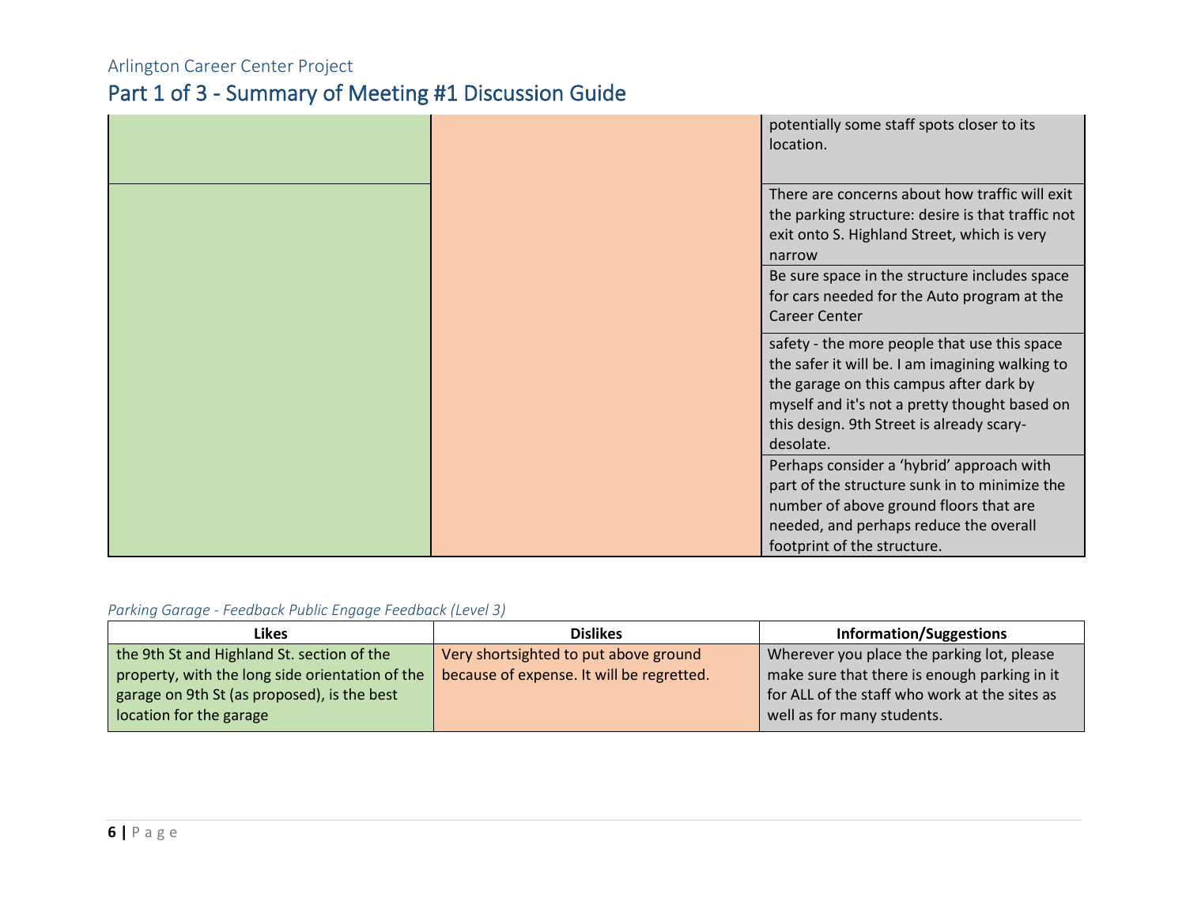| Likes | Dislikes | Information/Suggestions |
|---|---|---|
| | | potentially some staff spots closer to its location. |
| | | There are concerns about how traffic will exit the parking structure: desire is that traffic not exit onto S. Highland Street, which is very narrow |
| | | Be sure space in the structure includes space for cars needed for the Auto program at the Career Center |
| | | safety - the more people that use this space the safer it will be. I am imagining walking to the garage on this campus after dark by myself and it's not a pretty thought based on this design. 9th Street is already scary-desolate. |
| | | Perhaps consider a 'hybrid' approach with part of the structure sunk in to minimize the number of above ground floors that are needed, and perhaps reduce the overall footprint of the structure. |

*Parking Garage - Feedback Public Engage Feedback (Level 3)*

| Likes | Dislikes | Information/Suggestions |
|---|---|---|
| the 9th St and Highland St. section of the property, with the long side orientation of the garage on 9th St (as proposed), is the best location for the garage | Very shortsighted to put above ground because of expense. It will be regretted. | Wherever you place the parking lot, please make sure that there is enough parking in it for ALL of the staff who work at the sites as well as for many students. |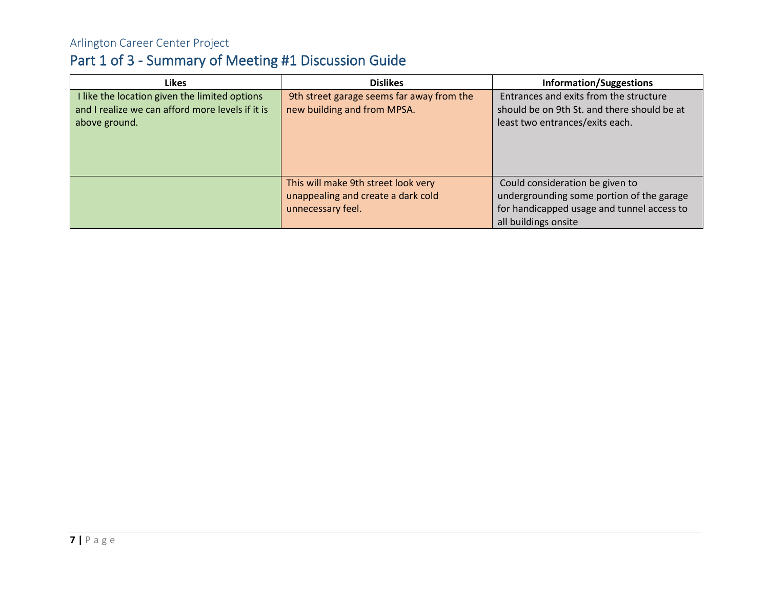Arlington Career Center Project

## Part 1 of 3 - Summary of Meeting #1 Discussion Guide

| Likes | Dislikes | Information/Suggestions |
|---|---|---|
| I like the location given the limited options and I realize we can afford more levels if it is above ground. | 9th street garage seems far away from the new building and from MPSA. | Entrances and exits from the structure should be on 9th St. and there should be at least two entrances/exits each. |
| | This will make 9th street look very unappealing and create a dark cold unnecessary feel. | Could consideration be given to undergrounding some portion of the garage for handicapped usage and tunnel access to all buildings onsite |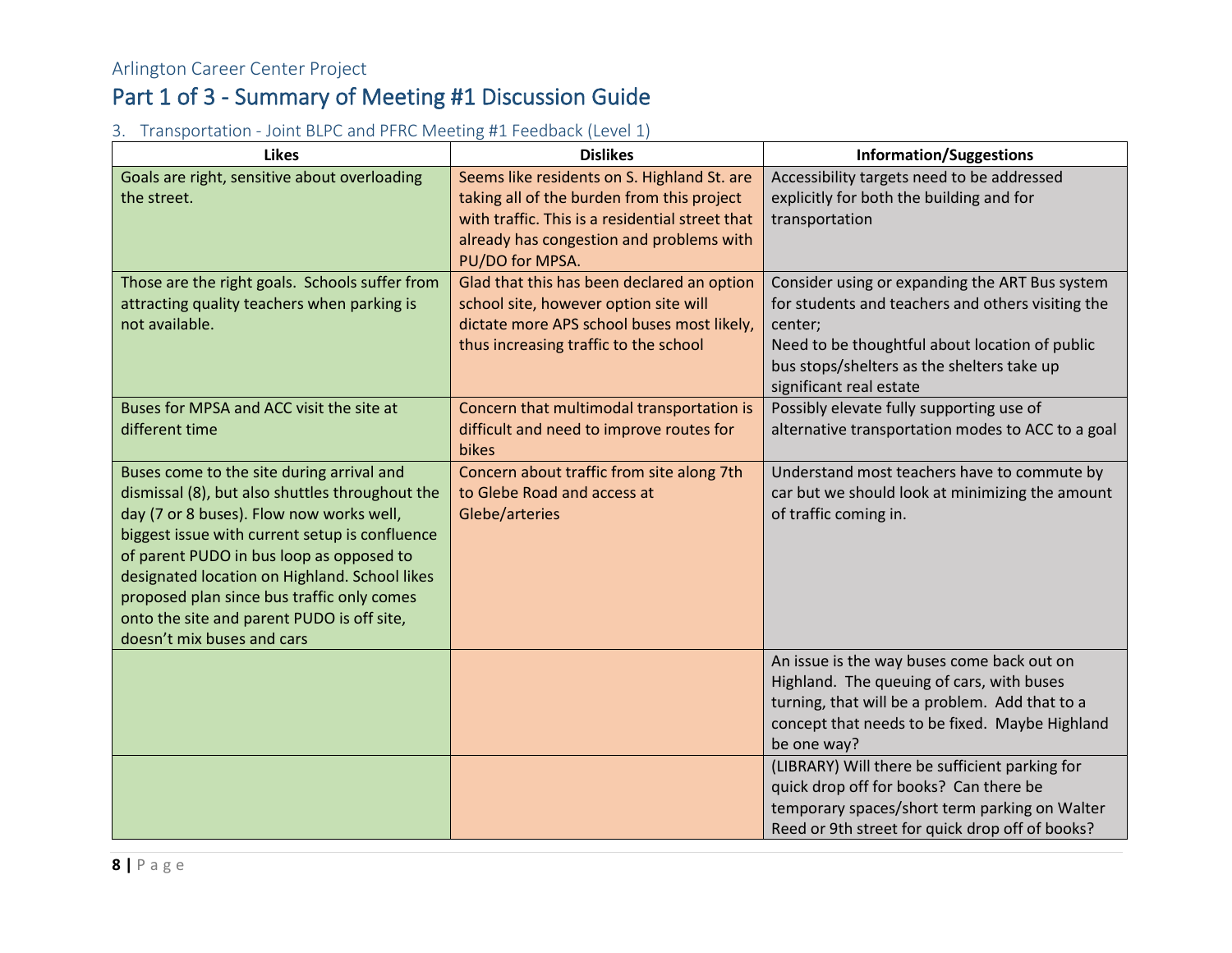Arlington Career Center Project

# Part 1 of 3 - Summary of Meeting #1 Discussion Guide

### 3. Transportation - Joint BLPC and PFRC Meeting #1 Feedback (Level 1)

| Likes | Dislikes | Information/Suggestions |
|---|---|---|
| Goals are right, sensitive about overloading the street. | Seems like residents on S. Highland St. are taking all of the burden from this project with traffic. This is a residential street that already has congestion and problems with PU/DO for MPSA. | Accessibility targets need to be addressed explicitly for both the building and for transportation |
| Those are the right goals. Schools suffer from attracting quality teachers when parking is not available. | Glad that this has been declared an option school site, however option site will dictate more APS school buses most likely, thus increasing traffic to the school | Consider using or expanding the ART Bus system for students and teachers and others visiting the center;<br>Need to be thoughtful about location of public bus stops/shelters as the shelters take up significant real estate |
| Buses for MPSA and ACC visit the site at different time | Concern that multimodal transportation is difficult and need to improve routes for bikes | Possibly elevate fully supporting use of alternative transportation modes to ACC to a goal |
| Buses come to the site during arrival and dismissal (8), but also shuttles throughout the day (7 or 8 buses). Flow now works well, biggest issue with current setup is confluence of parent PUDO in bus loop as opposed to designated location on Highland. School likes proposed plan since bus traffic only comes onto the site and parent PUDO is off site, doesn't mix buses and cars | Concern about traffic from site along 7th to Glebe Road and access at Glebe/arteries | Understand most teachers have to commute by car but we should look at minimizing the amount of traffic coming in. |
| | | An issue is the way buses come back out on Highland. The queuing of cars, with buses turning, that will be a problem. Add that to a concept that needs to be fixed. Maybe Highland be one way? |
| | | (LIBRARY) Will there be sufficient parking for quick drop off for books? Can there be temporary spaces/short term parking on Walter Reed or 9th street for quick drop off of books? |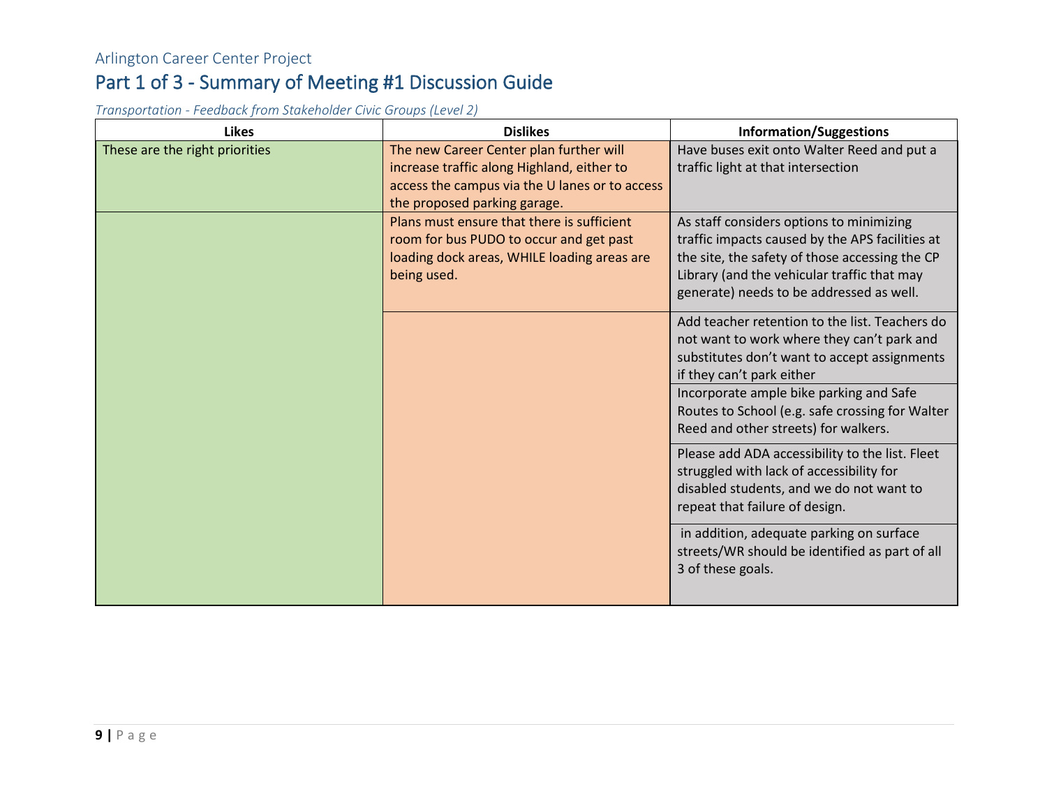Arlington Career Center Project

# Part 1 of 3 - Summary of Meeting #1 Discussion Guide

*Transportation - Feedback from Stakeholder Civic Groups (Level 2)*

| Likes | Dislikes | Information/Suggestions |
|---|---|---|
| These are the right priorities | The new Career Center plan further will increase traffic along Highland, either to access the campus via the U lanes or to access the proposed parking garage. | Have buses exit onto Walter Reed and put a traffic light at that intersection |
| | Plans must ensure that there is sufficient room for bus PUDO to occur and get past loading dock areas, WHILE loading areas are being used. | As staff considers options to minimizing traffic impacts caused by the APS facilities at the site, the safety of those accessing the CP Library (and the vehicular traffic that may generate) needs to be addressed as well. |
| | | Add teacher retention to the list. Teachers do not want to work where they can't park and substitutes don't want to accept assignments if they can't park either |
| | | Incorporate ample bike parking and Safe Routes to School (e.g. safe crossing for Walter Reed and other streets) for walkers. |
| | | Please add ADA accessibility to the list. Fleet struggled with lack of accessibility for disabled students, and we do not want to repeat that failure of design. |
| | | in addition, adequate parking on surface streets/WR should be identified as part of all 3 of these goals. |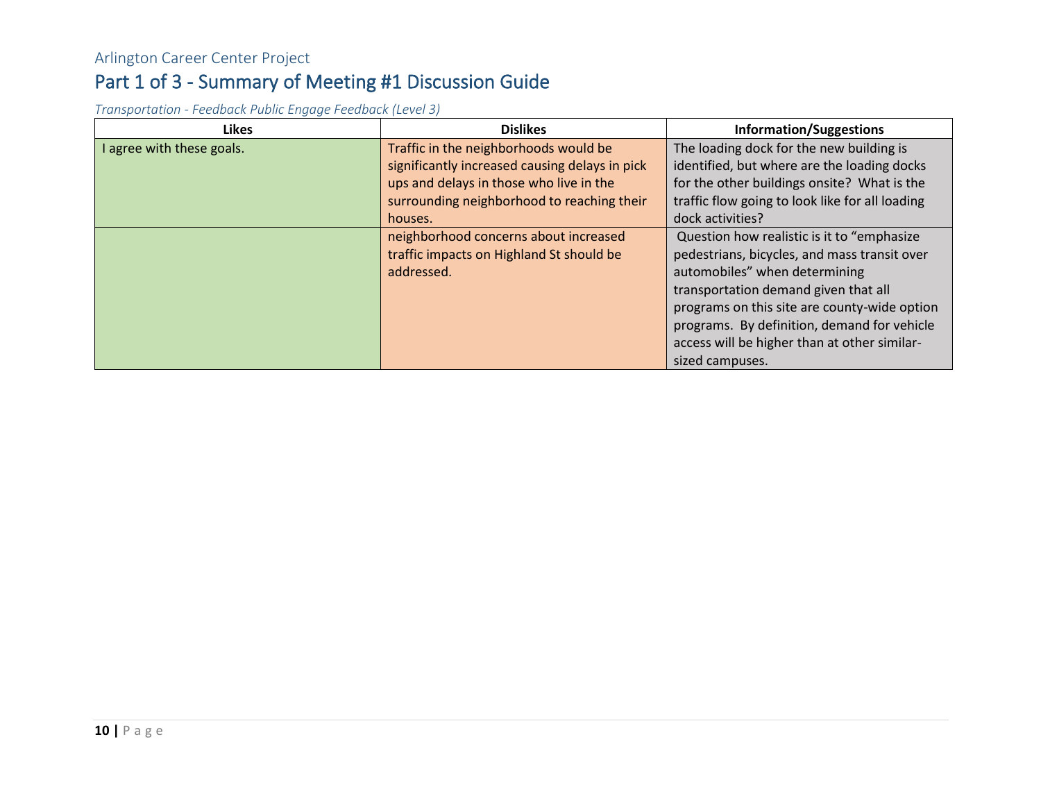Arlington Career Center Project

# Part 1 of 3 - Summary of Meeting #1 Discussion Guide

*Transportation - Feedback Public Engage Feedback (Level 3)*

| Likes | Dislikes | Information/Suggestions |
| --- | --- | --- |
| I agree with these goals. | Traffic in the neighborhoods would be significantly increased causing delays in pick ups and delays in those who live in the surrounding neighborhood to reaching their houses. | The loading dock for the new building is identified, but where are the loading docks for the other buildings onsite? What is the traffic flow going to look like for all loading dock activities? |
| | neighborhood concerns about increased traffic impacts on Highland St should be addressed. | Question how realistic is it to "emphasize pedestrians, bicycles, and mass transit over automobiles" when determining transportation demand given that all programs on this site are county-wide option programs. By definition, demand for vehicle access will be higher than at other similar-sized campuses. |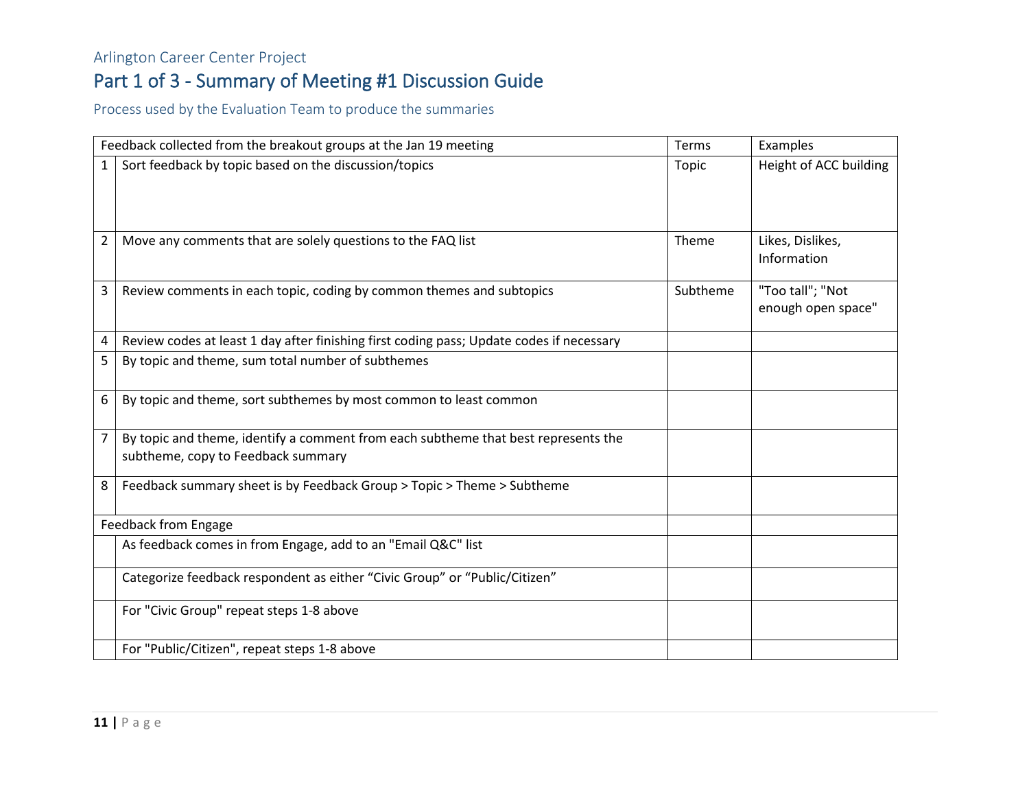Arlington Career Center Project

# Part 1 of 3 - Summary of Meeting #1 Discussion Guide

## Process used by the Evaluation Team to produce the summaries

| Feedback collected from the breakout groups at the Jan 19 meeting | | Terms | Examples |
|---|---|---|---|
| 1 | Sort feedback by topic based on the discussion/topics | Topic | Height of ACC building |
| 2 | Move any comments that are solely questions to the FAQ list | Theme | Likes, Dislikes, Information |
| 3 | Review comments in each topic, coding by common themes and subtopics | Subtheme | "Too tall"; "Not enough open space" |
| 4 | Review codes at least 1 day after finishing first coding pass; Update codes if necessary | | |
| 5 | By topic and theme, sum total number of subthemes | | |
| 6 | By topic and theme, sort subthemes by most common to least common | | |
| 7 | By topic and theme, identify a comment from each subtheme that best represents the subtheme, copy to Feedback summary | | |
| 8 | Feedback summary sheet is by Feedback Group > Topic > Theme > Subtheme | | |
| Feedback from Engage | | | |
| | As feedback comes in from Engage, add to an "Email Q&C" list | | |
| | Categorize feedback respondent as either “Civic Group” or “Public/Citizen” | | |
| | For "Civic Group" repeat steps 1-8 above | | |
| | For "Public/Citizen", repeat steps 1-8 above | | |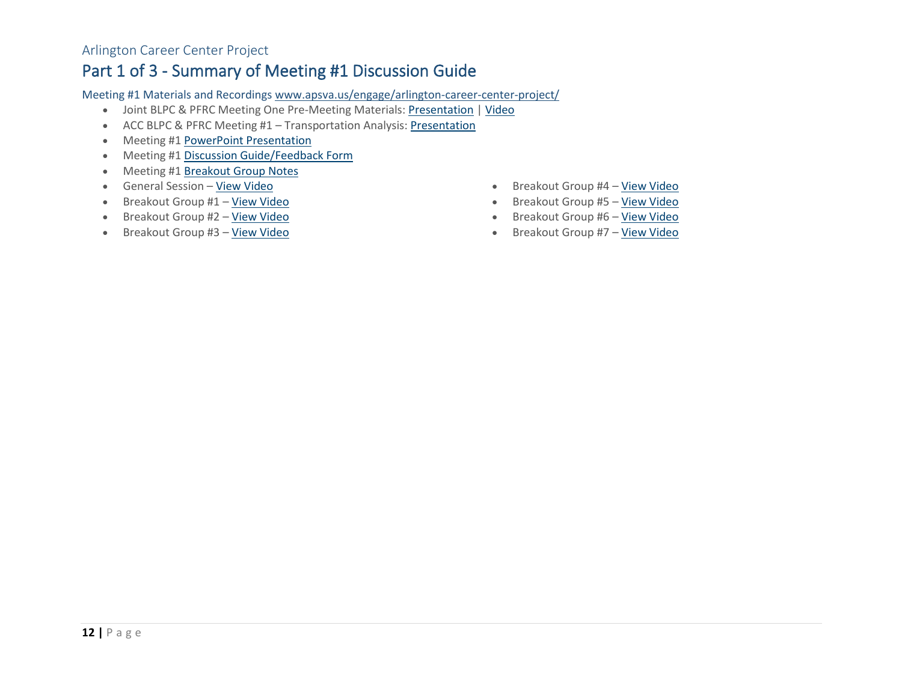Arlington Career Center Project

# Part 1 of 3 - Summary of Meeting #1 Discussion Guide

Meeting #1 Materials and Recordings www.apsva.us/engage/arlington-career-center-project/

- Joint BLPC & PFRC Meeting One Pre-Meeting Materials: Presentation | Video
- ACC BLPC & PFRC Meeting #1 – Transportation Analysis: Presentation
- Meeting #1 PowerPoint Presentation
- Meeting #1 Discussion Guide/Feedback Form
- Meeting #1 Breakout Group Notes
- General Session – View Video
- Breakout Group #1 – View Video
- Breakout Group #2 – View Video
- Breakout Group #3 – View Video
- Breakout Group #4 – View Video
- Breakout Group #5 – View Video
- Breakout Group #6 – View Video
- Breakout Group #7 – View Video